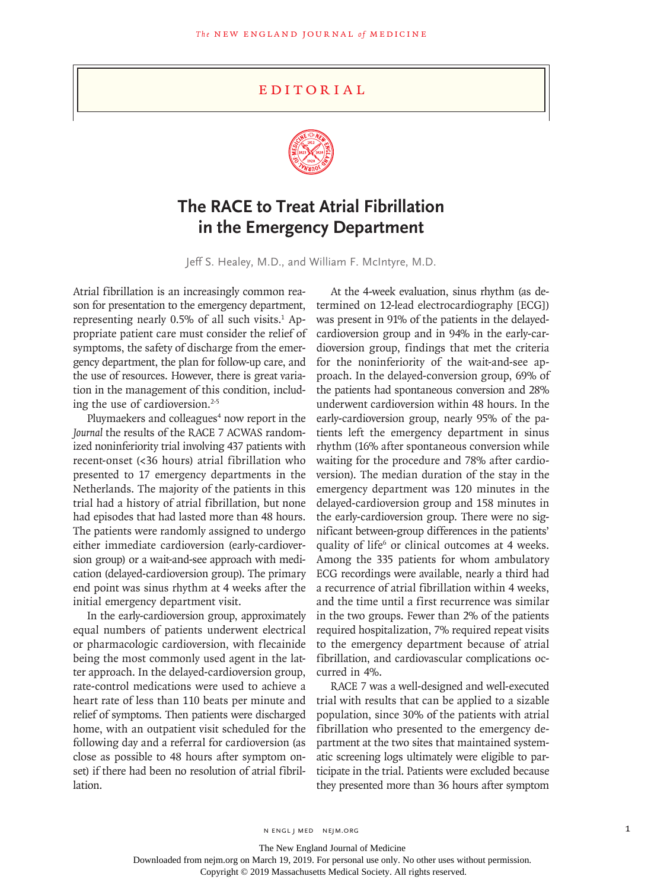EDITORIAL

# The RACE to Treat Atrial Fibrillation in the Emergency Department

Jeff S. Healey, M.D., and William F. McIntyre, M.D.

Atrial fibrillation is an increasingly common reason for presentation to the emergency department, representing nearly 0.5% of all such visits.[1] Appropriate patient care must consider the relief of symptoms, the safety of discharge from the emergency department, the plan for follow-up care, and the use of resources. However, there is great variation in the management of this condition, including the use of cardioversion.[2-5]

Pluymaekers and colleagues[4] now report in the *Journal* the results of the RACE 7 ACWAS randomized noninferiority trial involving 437 patients with recent-onset (<36 hours) atrial fibrillation who presented to 17 emergency departments in the Netherlands. The majority of the patients in this trial had a history of atrial fibrillation, but none had episodes that had lasted more than 48 hours. The patients were randomly assigned to undergo either immediate cardioversion (early-cardioversion group) or a wait-and-see approach with medication (delayed-cardioversion group). The primary end point was sinus rhythm at 4 weeks after the initial emergency department visit.

In the early-cardioversion group, approximately equal numbers of patients underwent electrical or pharmacologic cardioversion, with flecainide being the most commonly used agent in the latter approach. In the delayed-cardioversion group, rate-control medications were used to achieve a heart rate of less than 110 beats per minute and relief of symptoms. Then patients were discharged home, with an outpatient visit scheduled for the following day and a referral for cardioversion (as close as possible to 48 hours after symptom onset) if there had been no resolution of atrial fibrillation.

At the 4-week evaluation, sinus rhythm (as determined on 12-lead electrocardiography [ECG]) was present in 91% of the patients in the delayed-cardioversion group and in 94% in the early-cardioversion group, findings that met the criteria for the noninferiority of the wait-and-see approach. In the delayed-conversion group, 69% of the patients had spontaneous conversion and 28% underwent cardioversion within 48 hours. In the early-cardioversion group, nearly 95% of the patients left the emergency department in sinus rhythm (16% after spontaneous conversion while waiting for the procedure and 78% after cardioversion). The median duration of the stay in the emergency department was 120 minutes in the delayed-cardioversion group and 158 minutes in the early-cardioversion group. There were no significant between-group differences in the patients' quality of life[6] or clinical outcomes at 4 weeks. Among the 335 patients for whom ambulatory ECG recordings were available, nearly a third had a recurrence of atrial fibrillation within 4 weeks, and the time until a first recurrence was similar in the two groups. Fewer than 2% of the patients required hospitalization, 7% required repeat visits to the emergency department because of atrial fibrillation, and cardiovascular complications occurred in 4%.

RACE 7 was a well-designed and well-executed trial with results that can be applied to a sizable population, since 30% of the patients with atrial fibrillation who presented to the emergency department at the two sites that maintained systematic screening logs ultimately were eligible to participate in the trial. Patients were excluded because they presented more than 36 hours after symptom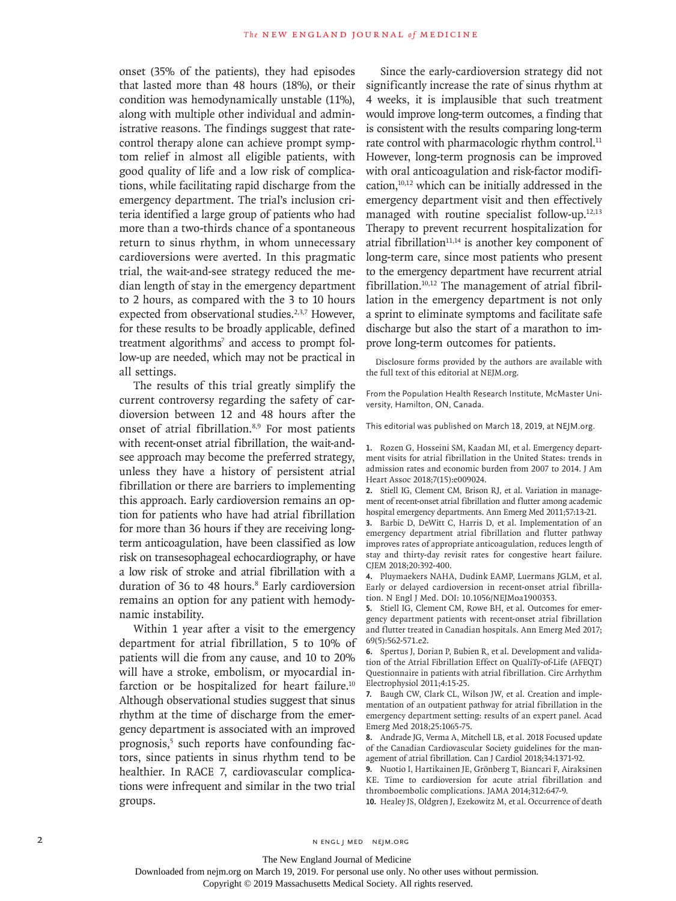onset (35% of the patients), they had episodes that lasted more than 48 hours (18%), or their condition was hemodynamically unstable (11%), along with multiple other individual and administrative reasons. The findings suggest that rate-control therapy alone can achieve prompt symptom relief in almost all eligible patients, with good quality of life and a low risk of complications, while facilitating rapid discharge from the emergency department. The trial's inclusion criteria identified a large group of patients who had more than a two-thirds chance of a spontaneous return to sinus rhythm, in whom unnecessary cardioversions were averted. In this pragmatic trial, the wait-and-see strategy reduced the median length of stay in the emergency department to 2 hours, as compared with the 3 to 10 hours expected from observational studies.[2,3,7] However, for these results to be broadly applicable, defined treatment algorithms[7] and access to prompt follow-up are needed, which may not be practical in all settings.

The results of this trial greatly simplify the current controversy regarding the safety of cardioversion between 12 and 48 hours after the onset of atrial fibrillation.[8,9] For most patients with recent-onset atrial fibrillation, the wait-and-see approach may become the preferred strategy, unless they have a history of persistent atrial fibrillation or there are barriers to implementing this approach. Early cardioversion remains an option for patients who have had atrial fibrillation for more than 36 hours if they are receiving long-term anticoagulation, have been classified as low risk on transesophageal echocardiography, or have a low risk of stroke and atrial fibrillation with a duration of 36 to 48 hours.[8] Early cardioversion remains an option for any patient with hemodynamic instability.

Within 1 year after a visit to the emergency department for atrial fibrillation, 5 to 10% of patients will die from any cause, and 10 to 20% will have a stroke, embolism, or myocardial infarction or be hospitalized for heart failure.[10] Although observational studies suggest that sinus rhythm at the time of discharge from the emergency department is associated with an improved prognosis,[5] such reports have confounding factors, since patients in sinus rhythm tend to be healthier. In RACE 7, cardiovascular complications were infrequent and similar in the two trial groups.

Since the early-cardioversion strategy did not significantly increase the rate of sinus rhythm at 4 weeks, it is implausible that such treatment would improve long-term outcomes, a finding that is consistent with the results comparing long-term rate control with pharmacologic rhythm control.[11] However, long-term prognosis can be improved with oral anticoagulation and risk-factor modification,[10,12] which can be initially addressed in the emergency department visit and then effectively managed with routine specialist follow-up.[12,13] Therapy to prevent recurrent hospitalization for atrial fibrillation[11,14] is another key component of long-term care, since most patients who present to the emergency department have recurrent atrial fibrillation.[10,12] The management of atrial fibrillation in the emergency department is not only a sprint to eliminate symptoms and facilitate safe discharge but also the start of a marathon to improve long-term outcomes for patients.

Disclosure forms provided by the authors are available with the full text of this editorial at NEJM.org.

From the Population Health Research Institute, McMaster University, Hamilton, ON, Canada.

This editorial was published on March 18, 2019, at NEJM.org.

1. Rozen G, Hosseini SM, Kaadan MI, et al. Emergency department visits for atrial fibrillation in the United States: trends in admission rates and economic burden from 2007 to 2014. J Am Heart Assoc 2018;7(15):e009024.
2. Stiell IG, Clement CM, Brison RJ, et al. Variation in management of recent-onset atrial fibrillation and flutter among academic hospital emergency departments. Ann Emerg Med 2011;57:13-21.
3. Barbic D, DeWitt C, Harris D, et al. Implementation of an emergency department atrial fibrillation and flutter pathway improves rates of appropriate anticoagulation, reduces length of stay and thirty-day revisit rates for congestive heart failure. CJEM 2018;20:392-400.
4. Pluymaekers NAHA, Dudink EAMP, Luermans JGLM, et al. Early or delayed cardioversion in recent-onset atrial fibrillation. N Engl J Med. DOI: 10.1056/NEJMoa1900353.
5. Stiell IG, Clement CM, Rowe BH, et al. Outcomes for emergency department patients with recent-onset atrial fibrillation and flutter treated in Canadian hospitals. Ann Emerg Med 2017;69(5):562-571.e2.
6. Spertus J, Dorian P, Bubien R, et al. Development and validation of the Atrial Fibrillation Effect on QualiTy-of-Life (AFEQT) Questionnaire in patients with atrial fibrillation. Circ Arrhythm Electrophysiol 2011;4:15-25.
7. Baugh CW, Clark CL, Wilson JW, et al. Creation and implementation of an outpatient pathway for atrial fibrillation in the emergency department setting: results of an expert panel. Acad Emerg Med 2018;25:1065-75.
8. Andrade JG, Verma A, Mitchell LB, et al. 2018 Focused update of the Canadian Cardiovascular Society guidelines for the management of atrial fibrillation. Can J Cardiol 2018;34:1371-92.
9. Nuotio I, Hartikainen JE, Grönberg T, Biancari F, Airaksinen KE. Time to cardioversion for acute atrial fibrillation and thromboembolic complications. JAMA 2014;312:647-9.
10. Healey JS, Oldgren J, Ezekowitz M, et al. Occurrence of death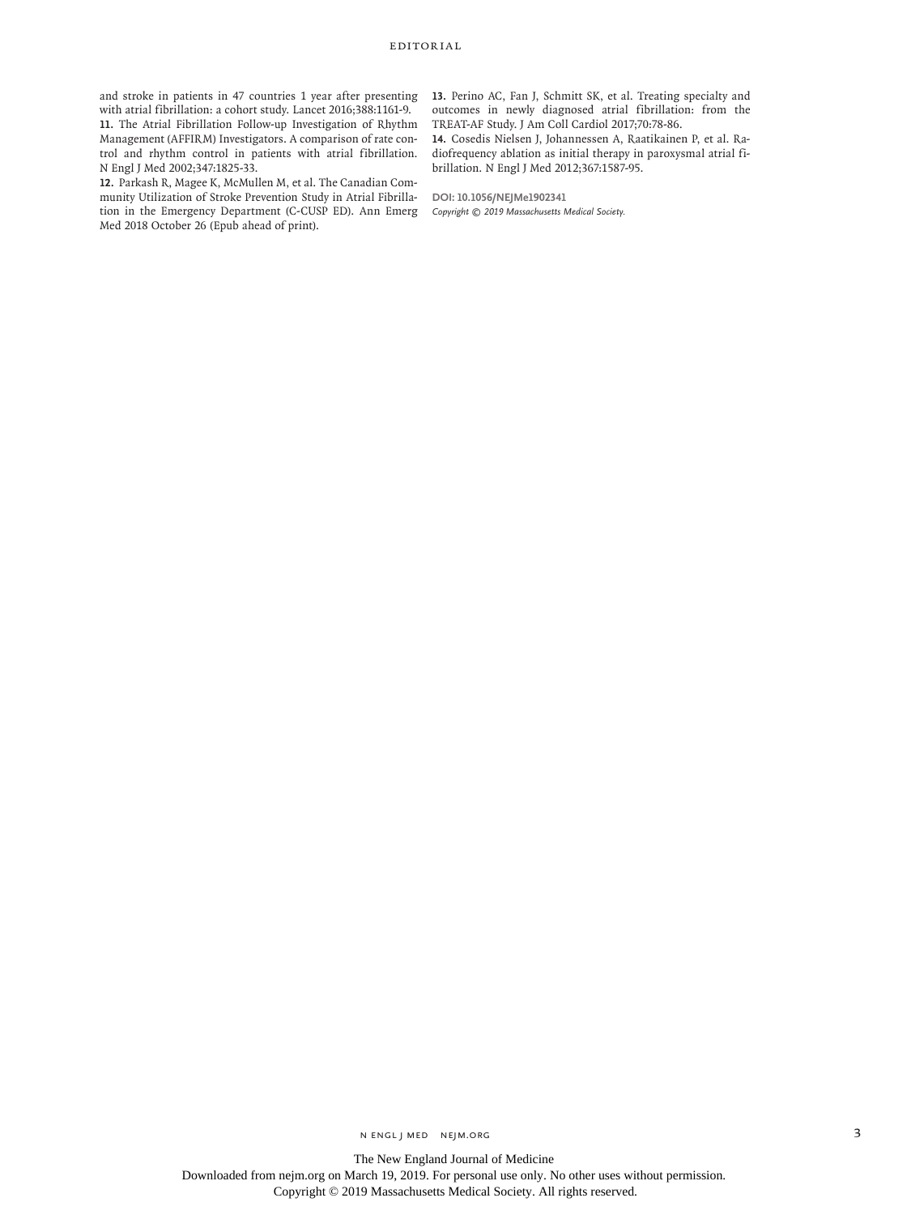and stroke in patients in 47 countries 1 year after presenting with atrial fibrillation: a cohort study. Lancet 2016;388:1161-9.

**11.** The Atrial Fibrillation Follow-up Investigation of Rhythm Management (AFFIRM) Investigators. A comparison of rate control and rhythm control in patients with atrial fibrillation. N Engl J Med 2002;347:1825-33.

**12.** Parkash R, Magee K, McMullen M, et al. The Canadian Community Utilization of Stroke Prevention Study in Atrial Fibrillation in the Emergency Department (C-CUSP ED). Ann Emerg Med 2018 October 26 (Epub ahead of print).

**13.** Perino AC, Fan J, Schmitt SK, et al. Treating specialty and outcomes in newly diagnosed atrial fibrillation: from the TREAT-AF Study. J Am Coll Cardiol 2017;70:78-86.

**14.** Cosedis Nielsen J, Johannessen A, Raatikainen P, et al. Radiofrequency ablation as initial therapy in paroxysmal atrial fibrillation. N Engl J Med 2012;367:1587-95.

**DOI: 10.1056/NEJMe1902341**

*Copyright © 2019 Massachusetts Medical Society.*

The New England Journal of Medicine
Downloaded from nejm.org on March 19, 2019. For personal use only. No other uses without permission.
Copyright © 2019 Massachusetts Medical Society. All rights reserved.